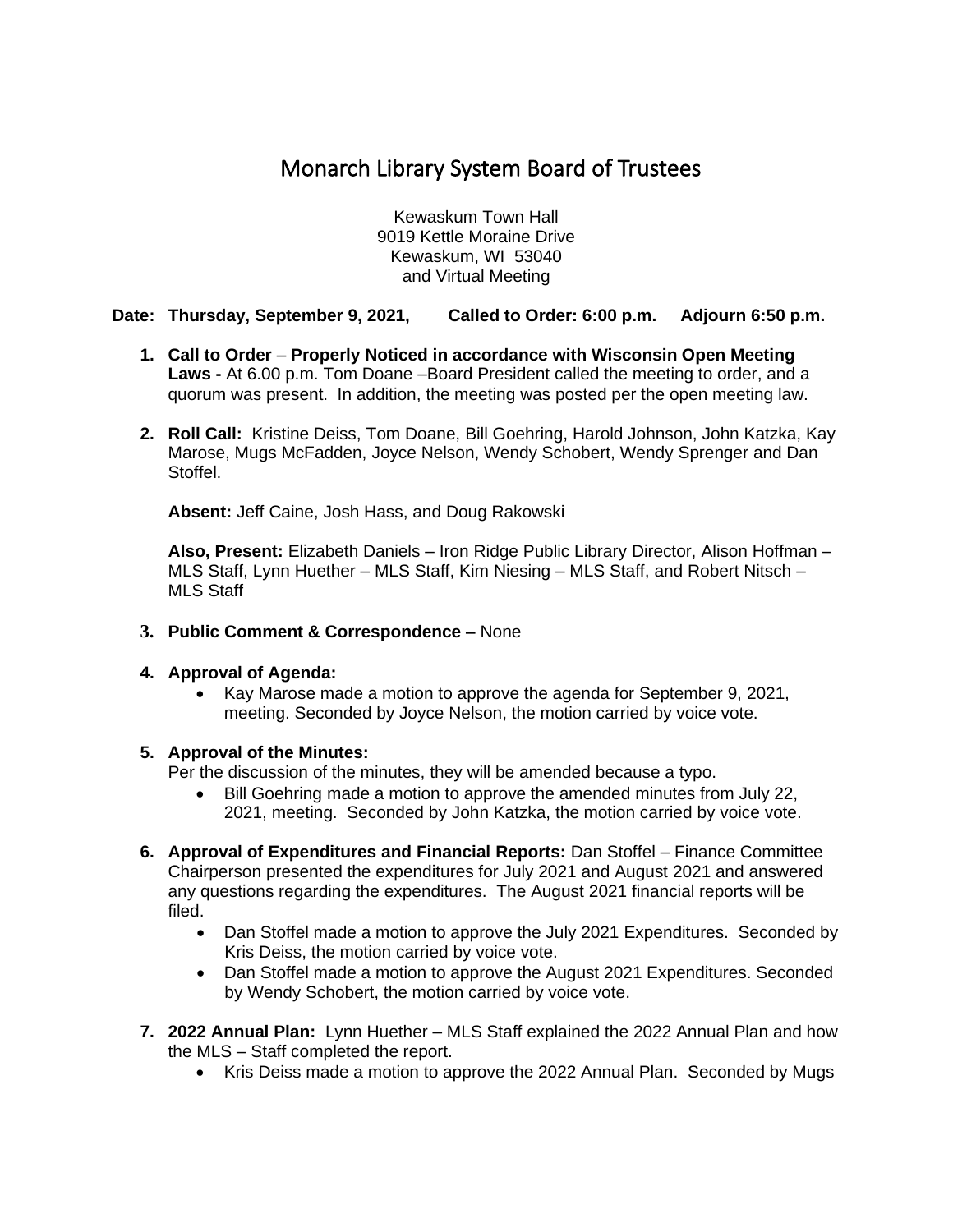# Monarch Library System Board of Trustees

Kewaskum Town Hall
9019 Kettle Moraine Drive
Kewaskum, WI 53040
and Virtual Meeting

**Date: Thursday, September 9, 2021, Called to Order: 6:00 p.m. Adjourn 6:50 p.m.**

1. **Call to Order** – **Properly Noticed in accordance with Wisconsin Open Meeting Laws -** At 6.00 p.m. Tom Doane –Board President called the meeting to order, and a quorum was present. In addition, the meeting was posted per the open meeting law.

2. **Roll Call:** Kristine Deiss, Tom Doane, Bill Goehring, Harold Johnson, John Katzka, Kay Marose, Mugs McFadden, Joyce Nelson, Wendy Schobert, Wendy Sprenger and Dan Stoffel.

   **Absent:** Jeff Caine, Josh Hass, and Doug Rakowski

   **Also, Present:** Elizabeth Daniels – Iron Ridge Public Library Director, Alison Hoffman – MLS Staff, Lynn Huether – MLS Staff, Kim Niesing – MLS Staff, and Robert Nitsch – MLS Staff

3. **Public Comment & Correspondence –** None

4. **Approval of Agenda:**
   - Kay Marose made a motion to approve the agenda for September 9, 2021, meeting. Seconded by Joyce Nelson, the motion carried by voice vote.

5. **Approval of the Minutes:**
   Per the discussion of the minutes, they will be amended because a typo.
   - Bill Goehring made a motion to approve the amended minutes from July 22, 2021, meeting. Seconded by John Katzka, the motion carried by voice vote.

6. **Approval of Expenditures and Financial Reports:** Dan Stoffel – Finance Committee Chairperson presented the expenditures for July 2021 and August 2021 and answered any questions regarding the expenditures. The August 2021 financial reports will be filed.
   - Dan Stoffel made a motion to approve the July 2021 Expenditures. Seconded by Kris Deiss, the motion carried by voice vote.
   - Dan Stoffel made a motion to approve the August 2021 Expenditures. Seconded by Wendy Schobert, the motion carried by voice vote.

7. **2022 Annual Plan:** Lynn Huether – MLS Staff explained the 2022 Annual Plan and how the MLS – Staff completed the report.
   - Kris Deiss made a motion to approve the 2022 Annual Plan. Seconded by Mugs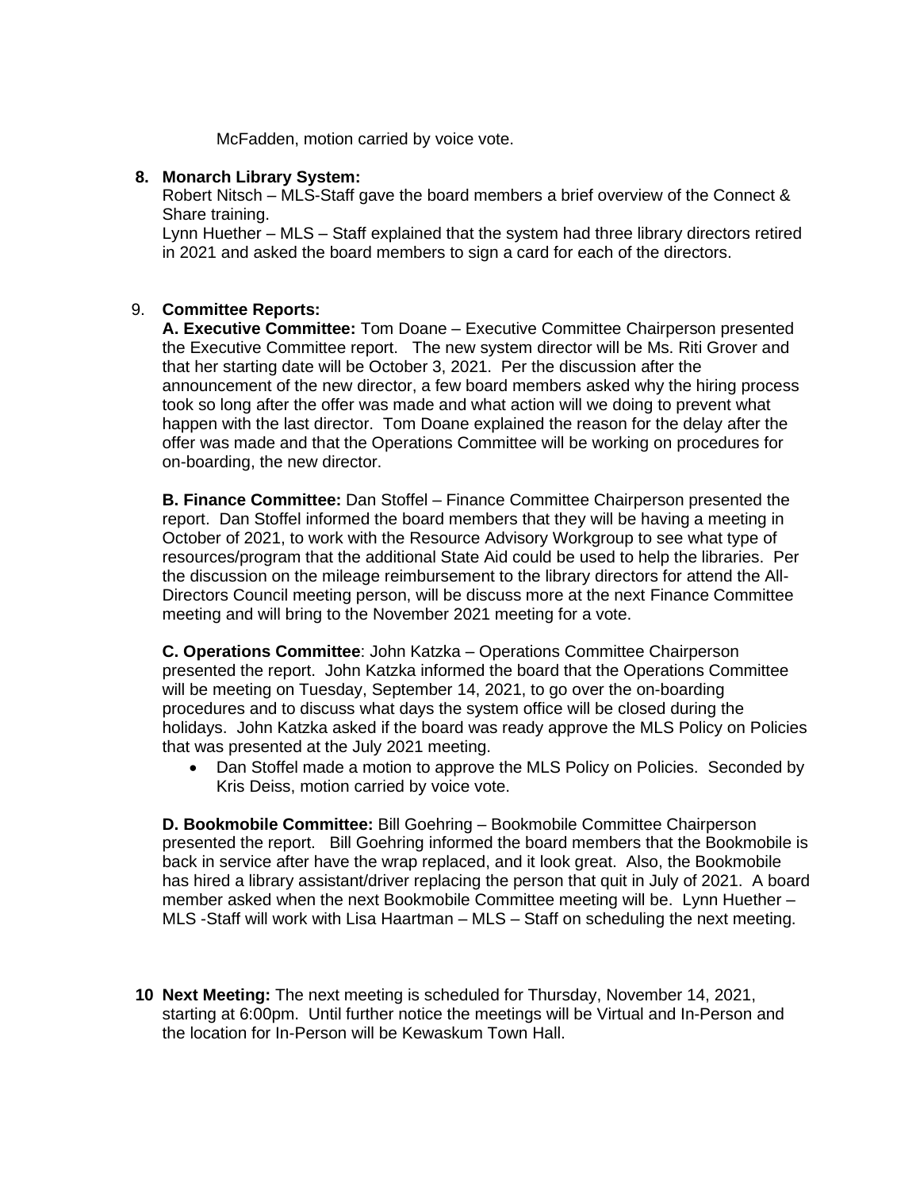McFadden, motion carried by voice vote.

**8. Monarch Library System:**

Robert Nitsch – MLS-Staff gave the board members a brief overview of the Connect & Share training.

Lynn Huether – MLS – Staff explained that the system had three library directors retired in 2021 and asked the board members to sign a card for each of the directors.

9. **Committee Reports:**

**A. Executive Committee:** Tom Doane – Executive Committee Chairperson presented the Executive Committee report. The new system director will be Ms. Riti Grover and that her starting date will be October 3, 2021. Per the discussion after the announcement of the new director, a few board members asked why the hiring process took so long after the offer was made and what action will we doing to prevent what happen with the last director. Tom Doane explained the reason for the delay after the offer was made and that the Operations Committee will be working on procedures for on-boarding, the new director.

**B. Finance Committee:** Dan Stoffel – Finance Committee Chairperson presented the report. Dan Stoffel informed the board members that they will be having a meeting in October of 2021, to work with the Resource Advisory Workgroup to see what type of resources/program that the additional State Aid could be used to help the libraries. Per the discussion on the mileage reimbursement to the library directors for attend the All-Directors Council meeting person, will be discuss more at the next Finance Committee meeting and will bring to the November 2021 meeting for a vote.

**C. Operations Committee**: John Katzka – Operations Committee Chairperson presented the report. John Katzka informed the board that the Operations Committee will be meeting on Tuesday, September 14, 2021, to go over the on-boarding procedures and to discuss what days the system office will be closed during the holidays. John Katzka asked if the board was ready approve the MLS Policy on Policies that was presented at the July 2021 meeting.

- Dan Stoffel made a motion to approve the MLS Policy on Policies. Seconded by Kris Deiss, motion carried by voice vote.

**D. Bookmobile Committee:** Bill Goehring – Bookmobile Committee Chairperson presented the report. Bill Goehring informed the board members that the Bookmobile is back in service after have the wrap replaced, and it look great. Also, the Bookmobile has hired a library assistant/driver replacing the person that quit in July of 2021. A board member asked when the next Bookmobile Committee meeting will be. Lynn Huether – MLS -Staff will work with Lisa Haartman – MLS – Staff on scheduling the next meeting.

**10 Next Meeting:** The next meeting is scheduled for Thursday, November 14, 2021, starting at 6:00pm. Until further notice the meetings will be Virtual and In-Person and the location for In-Person will be Kewaskum Town Hall.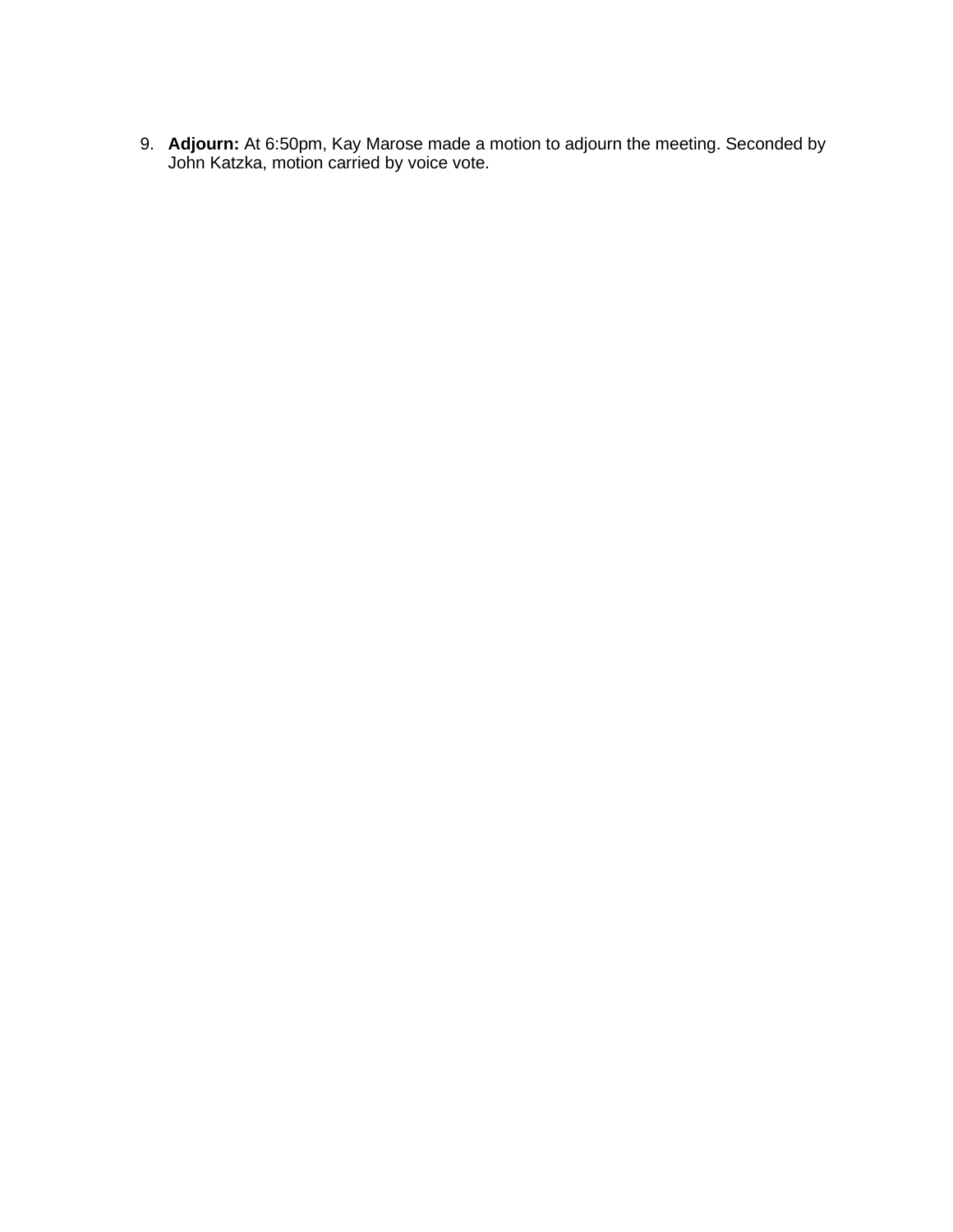9. **Adjourn:** At 6:50pm, Kay Marose made a motion to adjourn the meeting. Seconded by John Katzka, motion carried by voice vote.